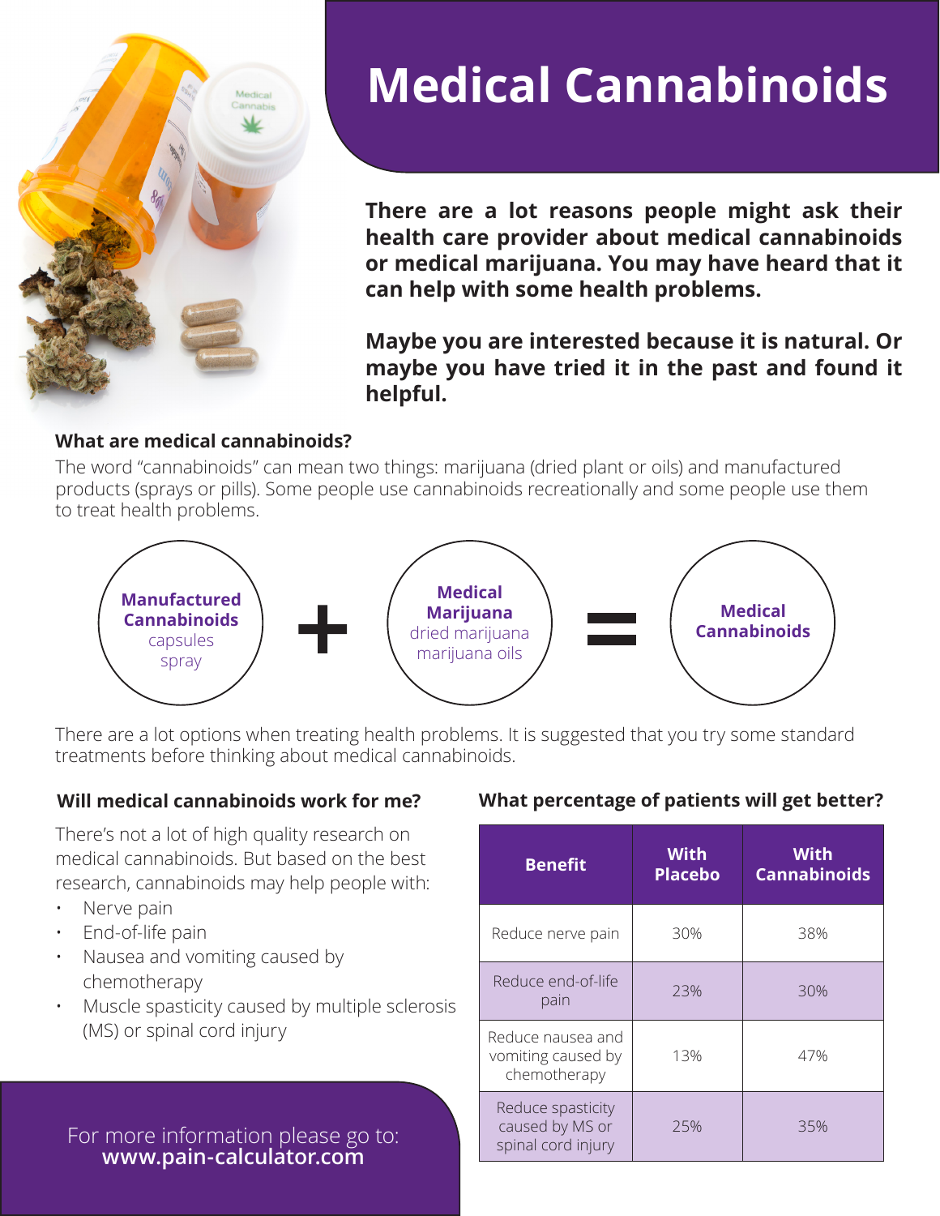# Medical Cannabinoids

**There are a lot reasons people might ask their health care provider about medical cannabinoids or medical marijuana. You may have heard that it can help with some health problems.**

**Maybe you are interested because it is natural. Or maybe you have tried it in the past and found it helpful.**

### What are medical cannabinoids?

The word "cannabinoids" can mean two things: marijuana (dried plant or oils) and manufactured products (sprays or pills). Some people use cannabinoids recreationally and some people use them to treat health problems.

**Manufactured Cannabinoids** (capsules, spray) + **Medical Marijuana** (dried marijuana, marijuana oils) = **Medical Cannabinoids**

There are a lot options when treating health problems. It is suggested that you try some standard treatments before thinking about medical cannabinoids.

### Will medical cannabinoids work for me?

There's not a lot of high quality research on medical cannabinoids. But based on the best research, cannabinoids may help people with:

- Nerve pain
- End-of-life pain
- Nausea and vomiting caused by chemotherapy
- Muscle spasticity caused by multiple sclerosis (MS) or spinal cord injury

### What percentage of patients will get better?

| Benefit | With Placebo | With Cannabinoids |
|---|---|---|
| Reduce nerve pain | 30% | 38% |
| Reduce end-of-life pain | 23% | 30% |
| Reduce nausea and vomiting caused by chemotherapy | 13% | 47% |
| Reduce spasticity caused by MS or spinal cord injury | 25% | 35% |

For more information please go to:
**www.pain-calculator.com**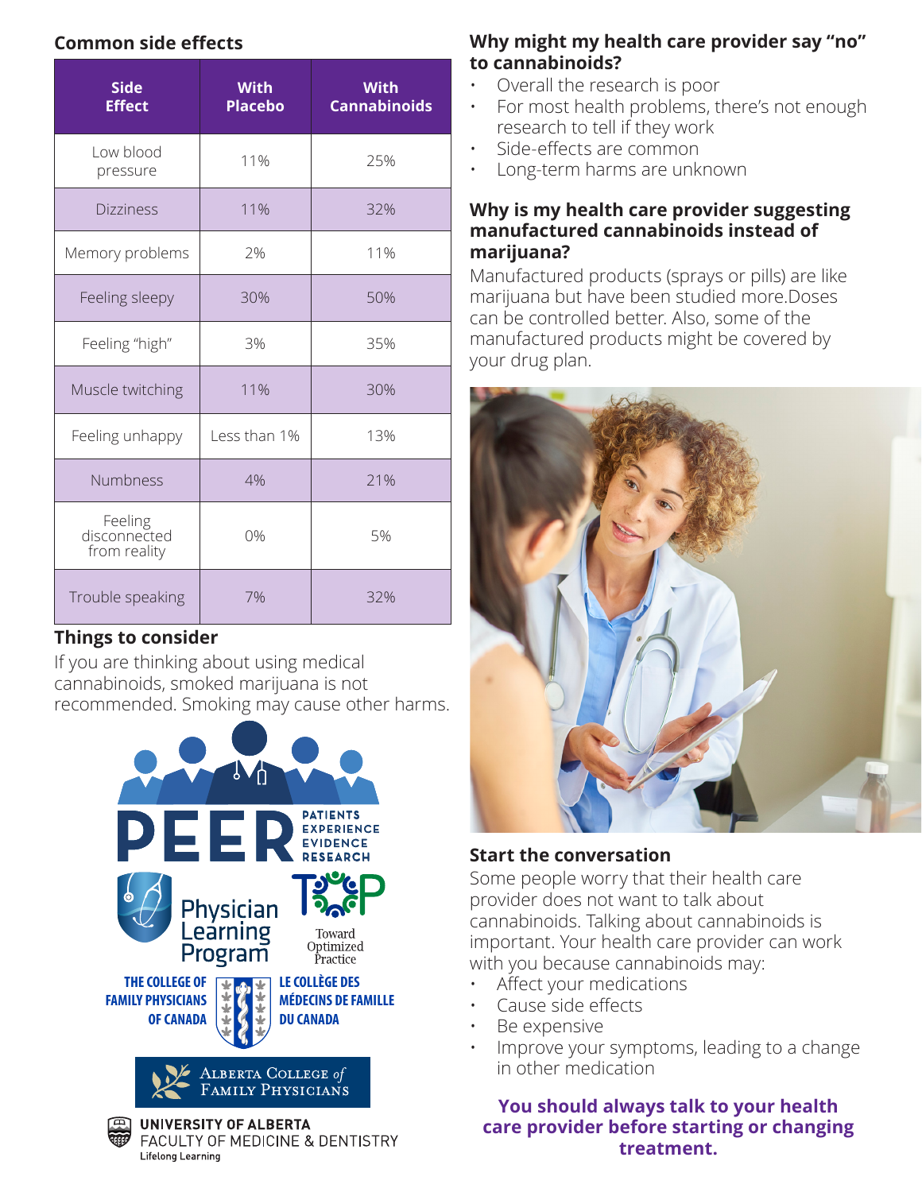## Common side effects

| Side Effect | With Placebo | With Cannabinoids |
|---|---|---|
| Low blood pressure | 11% | 25% |
| Dizziness | 11% | 32% |
| Memory problems | 2% | 11% |
| Feeling sleepy | 30% | 50% |
| Feeling "high" | 3% | 35% |
| Muscle twitching | 11% | 30% |
| Feeling unhappy | Less than 1% | 13% |
| Numbness | 4% | 21% |
| Feeling disconnected from reality | 0% | 5% |
| Trouble speaking | 7% | 32% |

## Things to consider

If you are thinking about using medical cannabinoids, smoked marijuana is not recommended. Smoking may cause other harms.

PEER PATIENTS EXPERIENCE EVIDENCE RESEARCH

Physician Learning Program

TOP Toward Optimized Practice

THE COLLEGE OF FAMILY PHYSICIANS OF CANADA

LE COLLÈGE DES MÉDECINS DE FAMILLE DU CANADA

ALBERTA COLLEGE *of* FAMILY PHYSICIANS

UNIVERSITY OF ALBERTA FACULTY OF MEDICINE & DENTISTRY Lifelong Learning

## Why might my health care provider say "no" to cannabinoids?

- Overall the research is poor
- For most health problems, there's not enough research to tell if they work
- Side-effects are common
- Long-term harms are unknown

## Why is my health care provider suggesting manufactured cannabinoids instead of marijuana?

Manufactured products (sprays or pills) are like marijuana but have been studied more.Doses can be controlled better. Also, some of the manufactured products might be covered by your drug plan.

## Start the conversation

Some people worry that their health care provider does not want to talk about cannabinoids. Talking about cannabinoids is important. Your health care provider can work with you because cannabinoids may:

- Affect your medications
- Cause side effects
- Be expensive
- Improve your symptoms, leading to a change in other medication

**You should always talk to your health care provider before starting or changing treatment.**